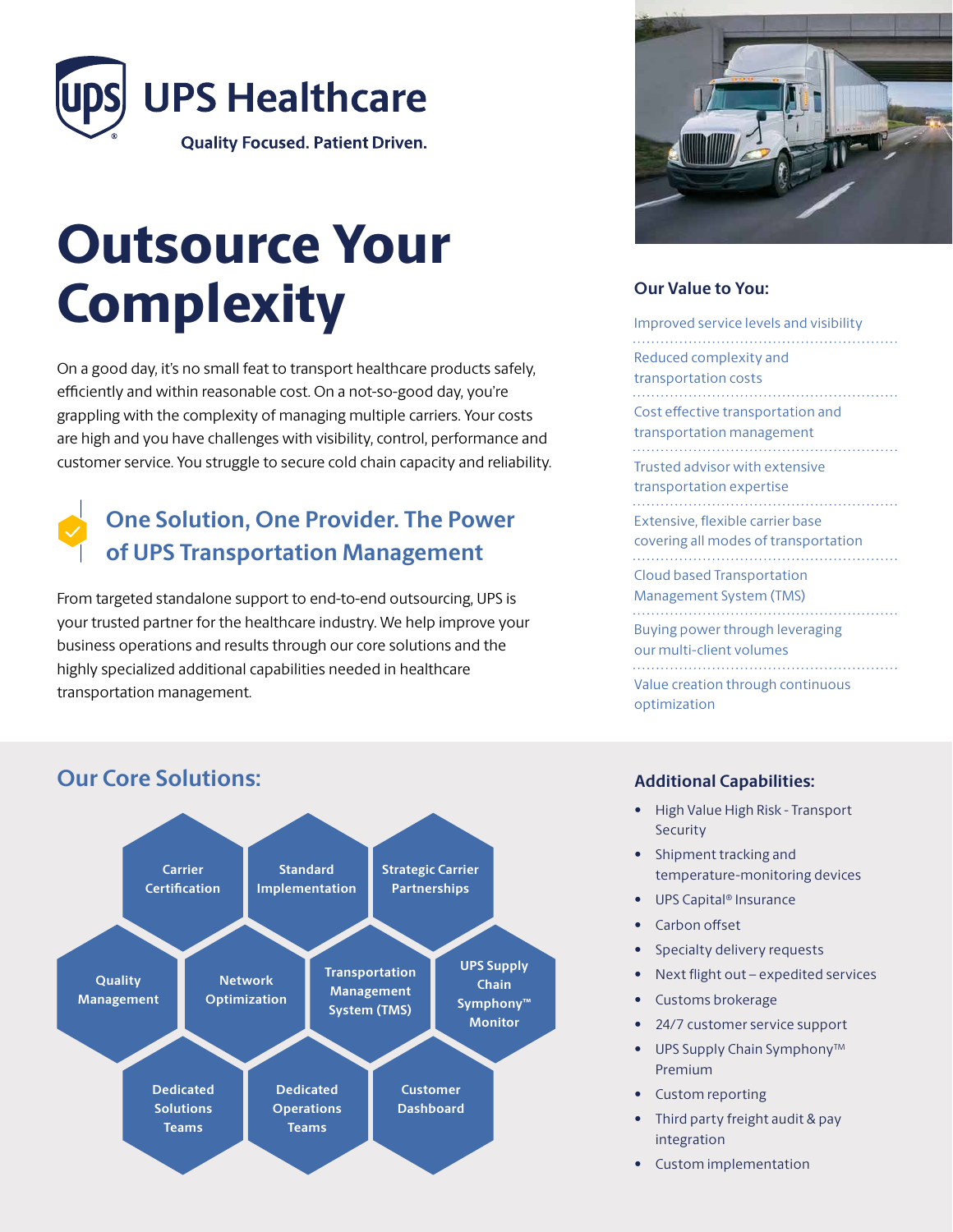UPS Healthcare

Quality Focused. Patient Driven.

# Outsource Your Complexity

On a good day, it's no small feat to transport healthcare products safely, efficiently and within reasonable cost. On a not-so-good day, you're grappling with the complexity of managing multiple carriers. Your costs are high and you have challenges with visibility, control, performance and customer service. You struggle to secure cold chain capacity and reliability.

## One Solution, One Provider. The Power of UPS Transportation Management

From targeted standalone support to end-to-end outsourcing, UPS is your trusted partner for the healthcare industry. We help improve your business operations and results through our core solutions and the highly specialized additional capabilities needed in healthcare transportation management.

### Our Value to You:

- Improved service levels and visibility
- Reduced complexity and transportation costs
- Cost effective transportation and transportation management
- Trusted advisor with extensive transportation expertise
- Extensive, flexible carrier base covering all modes of transportation
- Cloud based Transportation Management System (TMS)
- Buying power through leveraging our multi-client volumes
- Value creation through continuous optimization

## Our Core Solutions:

- Carrier Certification
- Standard Implementation
- Strategic Carrier Partnerships
- Quality Management
- Network Optimization
- Transportation Management System (TMS)
- UPS Supply Chain Symphony™ Monitor
- Dedicated Solutions Teams
- Dedicated Operations Teams
- Customer Dashboard

### Additional Capabilities:

- High Value High Risk - Transport Security
- Shipment tracking and temperature-monitoring devices
- UPS Capital® Insurance
- Carbon offset
- Specialty delivery requests
- Next flight out – expedited services
- Customs brokerage
- 24/7 customer service support
- UPS Supply Chain Symphony™ Premium
- Custom reporting
- Third party freight audit & pay integration
- Custom implementation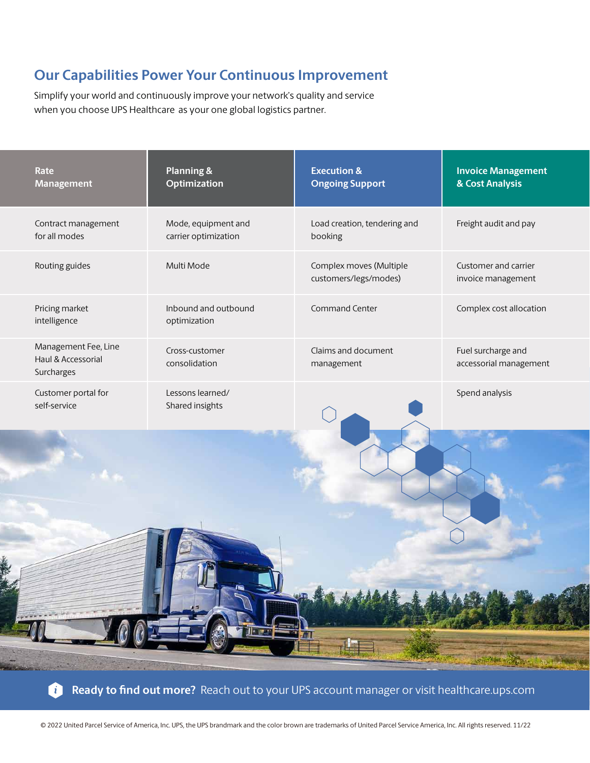## Our Capabilities Power Your Continuous Improvement

Simplify your world and continuously improve your network's quality and service when you choose UPS Healthcare as your one global logistics partner.

| Rate Management | Planning & Optimization | Execution & Ongoing Support | Invoice Management & Cost Analysis |
|---|---|---|---|
| Contract management for all modes | Mode, equipment and carrier optimization | Load creation, tendering and booking | Freight audit and pay |
| Routing guides | Multi Mode | Complex moves (Multiple customers/legs/modes) | Customer and carrier invoice management |
| Pricing market intelligence | Inbound and outbound optimization | Command Center | Complex cost allocation |
| Management Fee, Line Haul & Accessorial Surcharges | Cross-customer consolidation | Claims and document management | Fuel surcharge and accessorial management |
| Customer portal for self-service | Lessons learned/ Shared insights | | Spend analysis |

**Ready to find out more?** Reach out to your UPS account manager or visit healthcare.ups.com

© 2022 United Parcel Service of America, Inc. UPS, the UPS brandmark and the color brown are trademarks of United Parcel Service America, Inc. All rights reserved. 11/22